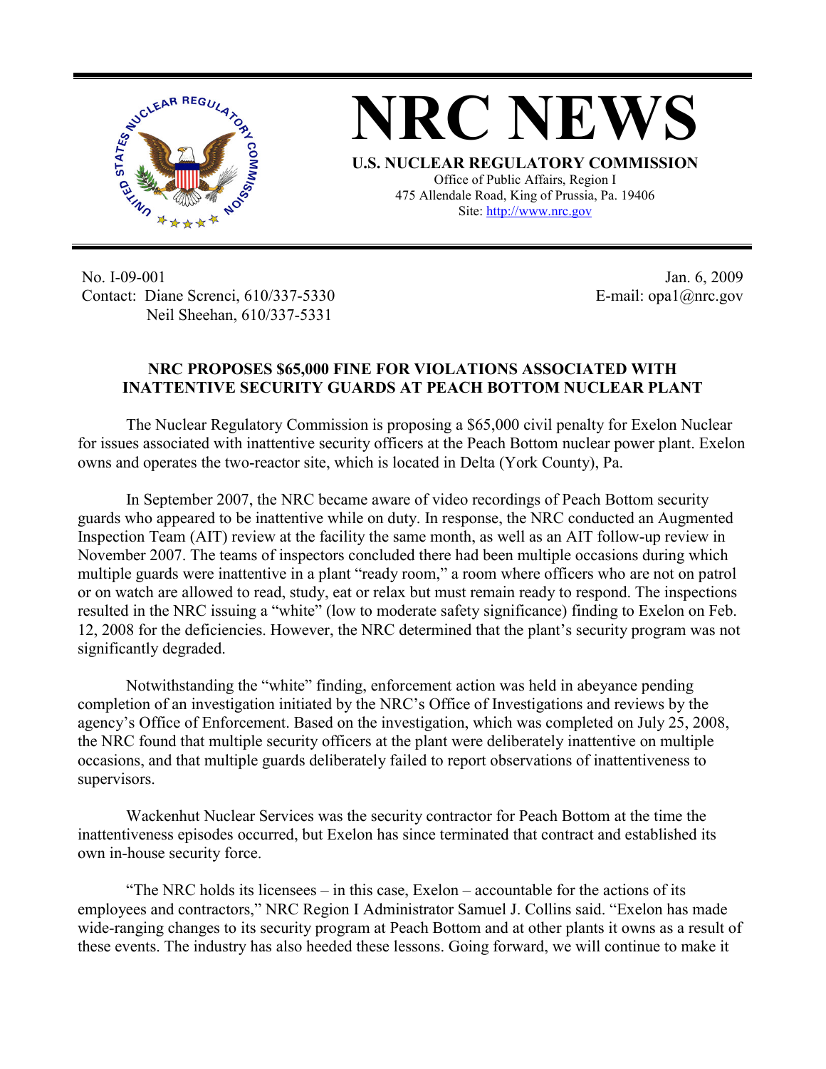# NRC NEWS

**U.S. NUCLEAR REGULATORY COMMISSION**

Office of Public Affairs, Region I
475 Allendale Road, King of Prussia, Pa. 19406
Site: http://www.nrc.gov

No. I-09-001
Contact: Diane Screnci, 610/337-5330
Neil Sheehan, 610/337-5331

Jan. 6, 2009
E-mail: opa1@nrc.gov

## NRC PROPOSES $65,000 FINE FOR VIOLATIONS ASSOCIATED WITH INATTENTIVE SECURITY GUARDS AT PEACH BOTTOM NUCLEAR PLANT

The Nuclear Regulatory Commission is proposing a $65,000 civil penalty for Exelon Nuclear for issues associated with inattentive security officers at the Peach Bottom nuclear power plant. Exelon owns and operates the two-reactor site, which is located in Delta (York County), Pa.

In September 2007, the NRC became aware of video recordings of Peach Bottom security guards who appeared to be inattentive while on duty. In response, the NRC conducted an Augmented Inspection Team (AIT) review at the facility the same month, as well as an AIT follow-up review in November 2007. The teams of inspectors concluded there had been multiple occasions during which multiple guards were inattentive in a plant "ready room," a room where officers who are not on patrol or on watch are allowed to read, study, eat or relax but must remain ready to respond. The inspections resulted in the NRC issuing a "white" (low to moderate safety significance) finding to Exelon on Feb. 12, 2008 for the deficiencies. However, the NRC determined that the plant's security program was not significantly degraded.

Notwithstanding the "white" finding, enforcement action was held in abeyance pending completion of an investigation initiated by the NRC's Office of Investigations and reviews by the agency's Office of Enforcement. Based on the investigation, which was completed on July 25, 2008, the NRC found that multiple security officers at the plant were deliberately inattentive on multiple occasions, and that multiple guards deliberately failed to report observations of inattentiveness to supervisors.

Wackenhut Nuclear Services was the security contractor for Peach Bottom at the time the inattentiveness episodes occurred, but Exelon has since terminated that contract and established its own in-house security force.

"The NRC holds its licensees – in this case, Exelon – accountable for the actions of its employees and contractors," NRC Region I Administrator Samuel J. Collins said. "Exelon has made wide-ranging changes to its security program at Peach Bottom and at other plants it owns as a result of these events. The industry has also heeded these lessons. Going forward, we will continue to make it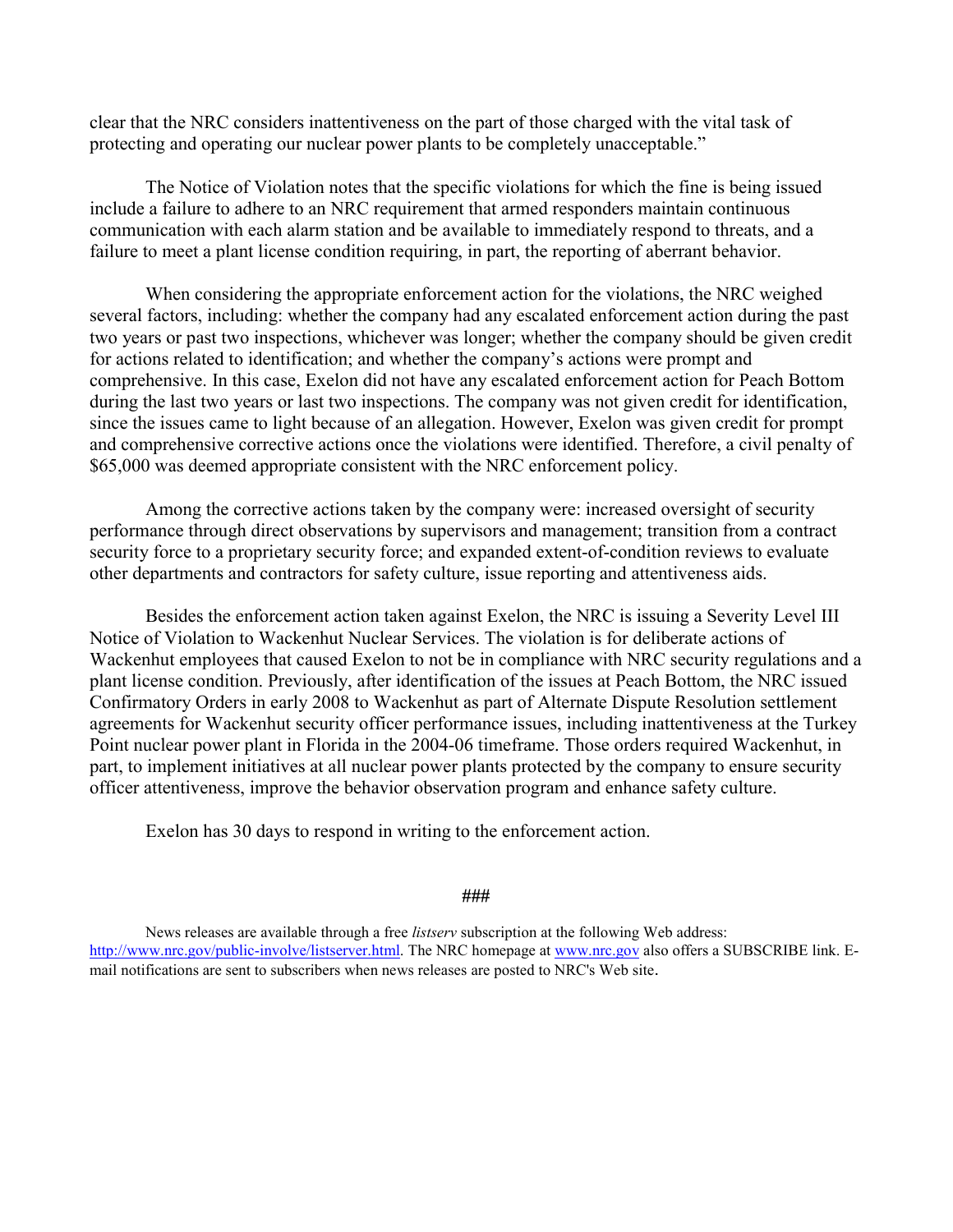clear that the NRC considers inattentiveness on the part of those charged with the vital task of protecting and operating our nuclear power plants to be completely unacceptable."

The Notice of Violation notes that the specific violations for which the fine is being issued include a failure to adhere to an NRC requirement that armed responders maintain continuous communication with each alarm station and be available to immediately respond to threats, and a failure to meet a plant license condition requiring, in part, the reporting of aberrant behavior.

When considering the appropriate enforcement action for the violations, the NRC weighed several factors, including: whether the company had any escalated enforcement action during the past two years or past two inspections, whichever was longer; whether the company should be given credit for actions related to identification; and whether the company's actions were prompt and comprehensive. In this case, Exelon did not have any escalated enforcement action for Peach Bottom during the last two years or last two inspections. The company was not given credit for identification, since the issues came to light because of an allegation. However, Exelon was given credit for prompt and comprehensive corrective actions once the violations were identified. Therefore, a civil penalty of $65,000 was deemed appropriate consistent with the NRC enforcement policy.

Among the corrective actions taken by the company were: increased oversight of security performance through direct observations by supervisors and management; transition from a contract security force to a proprietary security force; and expanded extent-of-condition reviews to evaluate other departments and contractors for safety culture, issue reporting and attentiveness aids.

Besides the enforcement action taken against Exelon, the NRC is issuing a Severity Level III Notice of Violation to Wackenhut Nuclear Services. The violation is for deliberate actions of Wackenhut employees that caused Exelon to not be in compliance with NRC security regulations and a plant license condition. Previously, after identification of the issues at Peach Bottom, the NRC issued Confirmatory Orders in early 2008 to Wackenhut as part of Alternate Dispute Resolution settlement agreements for Wackenhut security officer performance issues, including inattentiveness at the Turkey Point nuclear power plant in Florida in the 2004-06 timeframe. Those orders required Wackenhut, in part, to implement initiatives at all nuclear power plants protected by the company to ensure security officer attentiveness, improve the behavior observation program and enhance safety culture.

Exelon has 30 days to respond in writing to the enforcement action.

###

News releases are available through a free *listserv* subscription at the following Web address: http://www.nrc.gov/public-involve/listserver.html. The NRC homepage at www.nrc.gov also offers a SUBSCRIBE link. E-mail notifications are sent to subscribers when news releases are posted to NRC's Web site.